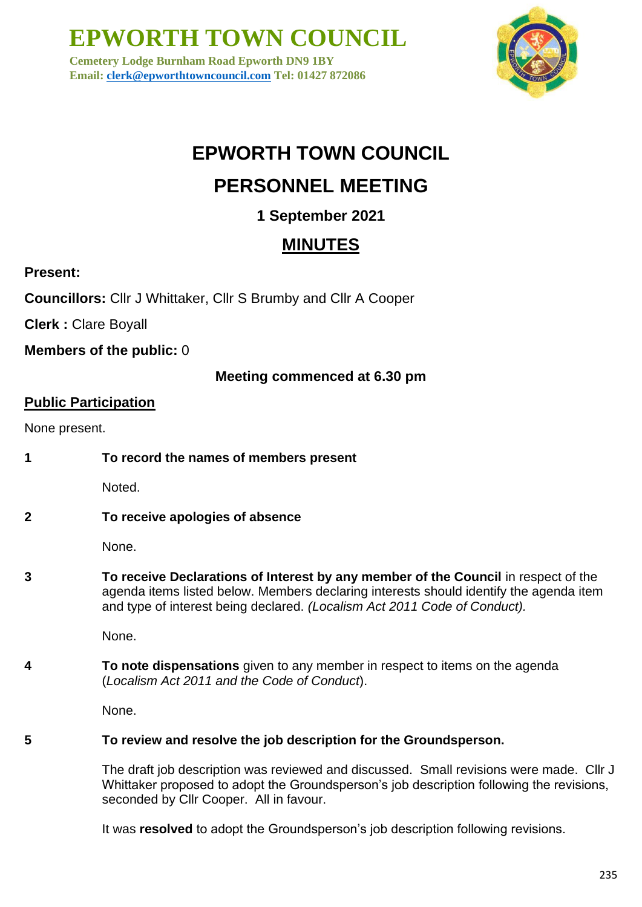# EPWORTH TOWN COUNCIL

**Cemetery Lodge Burnham Road Epworth DN9 1BY**
**Email: clerk@epworthtowncouncil.com Tel: 01427 872086**

# EPWORTH TOWN COUNCIL

# PERSONNEL MEETING

### 1 September 2021

## MINUTES

**Present:**

**Councillors:** Cllr J Whittaker, Cllr S Brumby and Cllr A Cooper

**Clerk :** Clare Boyall

**Members of the public:** 0

**Meeting commenced at 6.30 pm**

**Public Participation**

None present.

**1 To record the names of members present**

Noted.

**2 To receive apologies of absence**

None.

**3 To receive Declarations of Interest by any member of the Council** in respect of the agenda items listed below. Members declaring interests should identify the agenda item and type of interest being declared. *(Localism Act 2011 Code of Conduct).*

None.

**4 To note dispensations** given to any member in respect to items on the agenda (*Localism Act 2011 and the Code of Conduct*).

None.

**5 To review and resolve the job description for the Groundsperson.**

The draft job description was reviewed and discussed. Small revisions were made. Cllr J Whittaker proposed to adopt the Groundsperson's job description following the revisions, seconded by Cllr Cooper. All in favour.

It was **resolved** to adopt the Groundsperson's job description following revisions.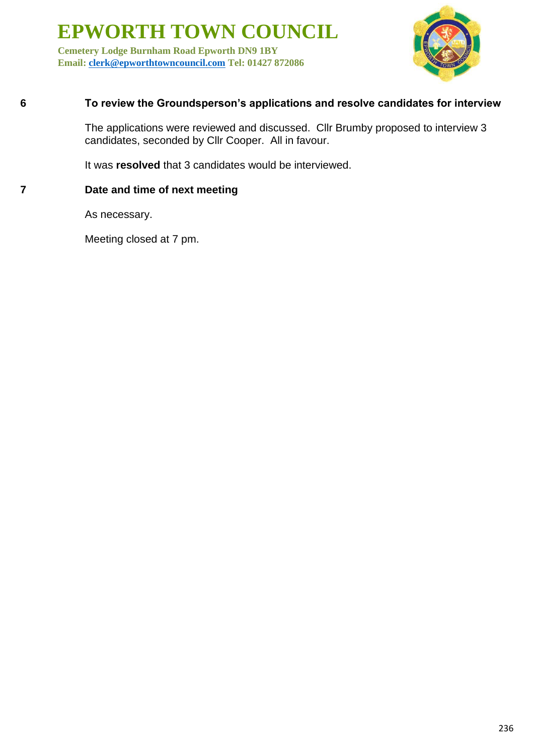# EPWORTH TOWN COUNCIL

**Cemetery Lodge Burnham Road Epworth DN9 1BY**
**Email: clerk@epworthtowncouncil.com Tel: 01427 872086**

**6 To review the Groundsperson's applications and resolve candidates for interview**

The applications were reviewed and discussed. Cllr Brumby proposed to interview 3 candidates, seconded by Cllr Cooper. All in favour.

It was **resolved** that 3 candidates would be interviewed.

**7 Date and time of next meeting**

As necessary.

Meeting closed at 7 pm.